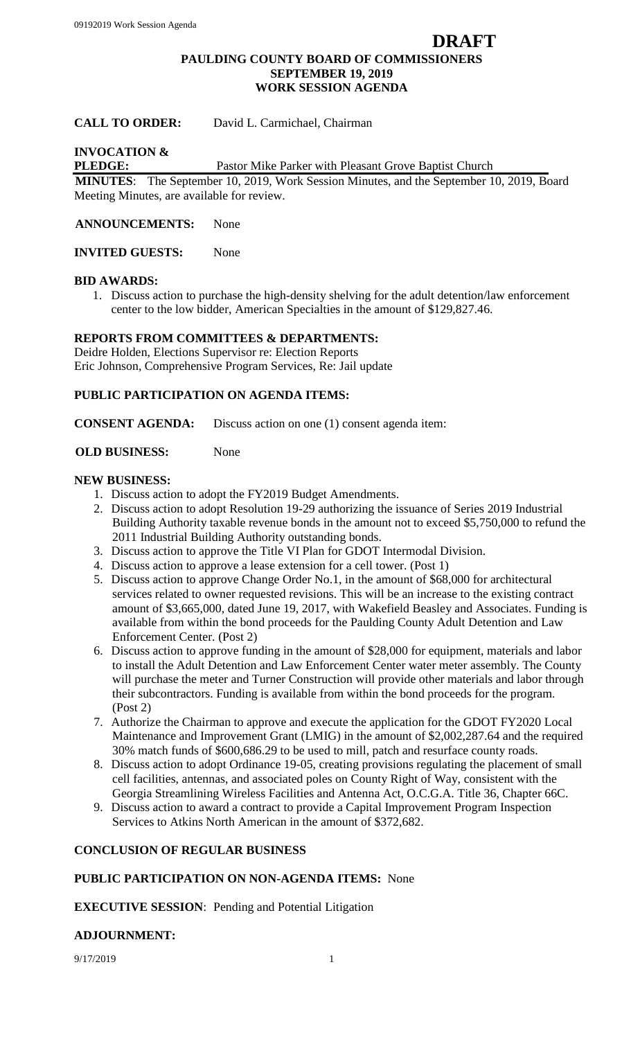**DRAFT**

# PAULDING COUNTY BOARD OF COMMISSIONERS
## SEPTEMBER 19, 2019
## WORK SESSION AGENDA

**CALL TO ORDER:** David L. Carmichael, Chairman

**INVOCATION & PLEDGE:** Pastor Mike Parker with Pleasant Grove Baptist Church

**MINUTES**: The September 10, 2019, Work Session Minutes, and the September 10, 2019, Board Meeting Minutes, are available for review.

**ANNOUNCEMENTS:** None

**INVITED GUESTS:** None

**BID AWARDS:**

1. Discuss action to purchase the high-density shelving for the adult detention/law enforcement center to the low bidder, American Specialties in the amount of $129,827.46.

**REPORTS FROM COMMITTEES & DEPARTMENTS:**

Deidre Holden, Elections Supervisor re: Election Reports
Eric Johnson, Comprehensive Program Services, Re: Jail update

**PUBLIC PARTICIPATION ON AGENDA ITEMS:**

**CONSENT AGENDA:** Discuss action on one (1) consent agenda item:

**OLD BUSINESS:** None

**NEW BUSINESS:**

1. Discuss action to adopt the FY2019 Budget Amendments.
2. Discuss action to adopt Resolution 19-29 authorizing the issuance of Series 2019 Industrial Building Authority taxable revenue bonds in the amount not to exceed $5,750,000 to refund the 2011 Industrial Building Authority outstanding bonds.
3. Discuss action to approve the Title VI Plan for GDOT Intermodal Division.
4. Discuss action to approve a lease extension for a cell tower. (Post 1)
5. Discuss action to approve Change Order No.1, in the amount of $68,000 for architectural services related to owner requested revisions. This will be an increase to the existing contract amount of $3,665,000, dated June 19, 2017, with Wakefield Beasley and Associates. Funding is available from within the bond proceeds for the Paulding County Adult Detention and Law Enforcement Center. (Post 2)
6. Discuss action to approve funding in the amount of $28,000 for equipment, materials and labor to install the Adult Detention and Law Enforcement Center water meter assembly. The County will purchase the meter and Turner Construction will provide other materials and labor through their subcontractors. Funding is available from within the bond proceeds for the program. (Post 2)
7. Authorize the Chairman to approve and execute the application for the GDOT FY2020 Local Maintenance and Improvement Grant (LMIG) in the amount of $2,002,287.64 and the required 30% match funds of $600,686.29 to be used to mill, patch and resurface county roads.
8. Discuss action to adopt Ordinance 19-05, creating provisions regulating the placement of small cell facilities, antennas, and associated poles on County Right of Way, consistent with the Georgia Streamlining Wireless Facilities and Antenna Act, O.C.G.A. Title 36, Chapter 66C.
9. Discuss action to award a contract to provide a Capital Improvement Program Inspection Services to Atkins North American in the amount of $372,682.

**CONCLUSION OF REGULAR BUSINESS**

**PUBLIC PARTICIPATION ON NON-AGENDA ITEMS:** None

**EXECUTIVE SESSION**: Pending and Potential Litigation

**ADJOURNMENT:**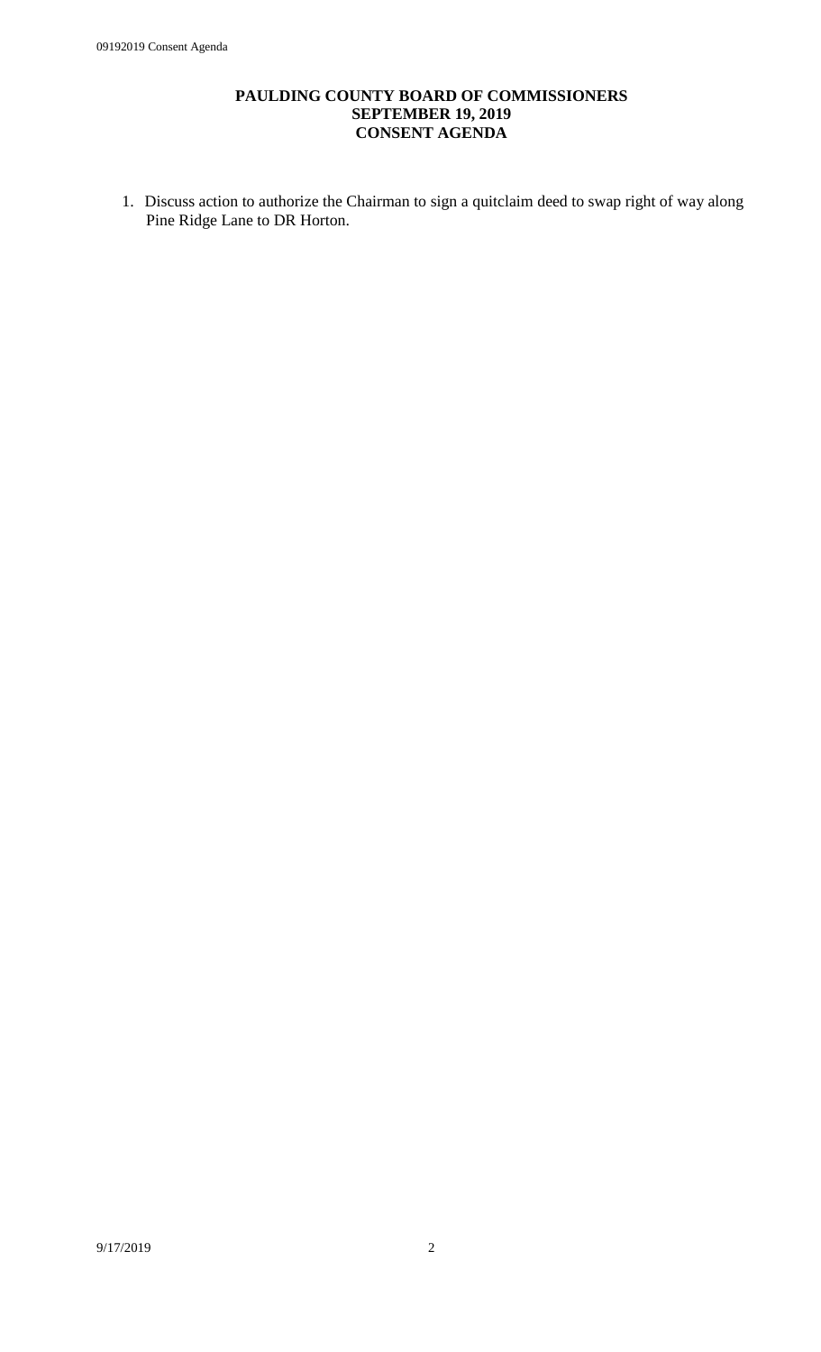**PAULDING COUNTY BOARD OF COMMISSIONERS**
**SEPTEMBER 19, 2019**
**CONSENT AGENDA**

1. Discuss action to authorize the Chairman to sign a quitclaim deed to swap right of way along Pine Ridge Lane to DR Horton.